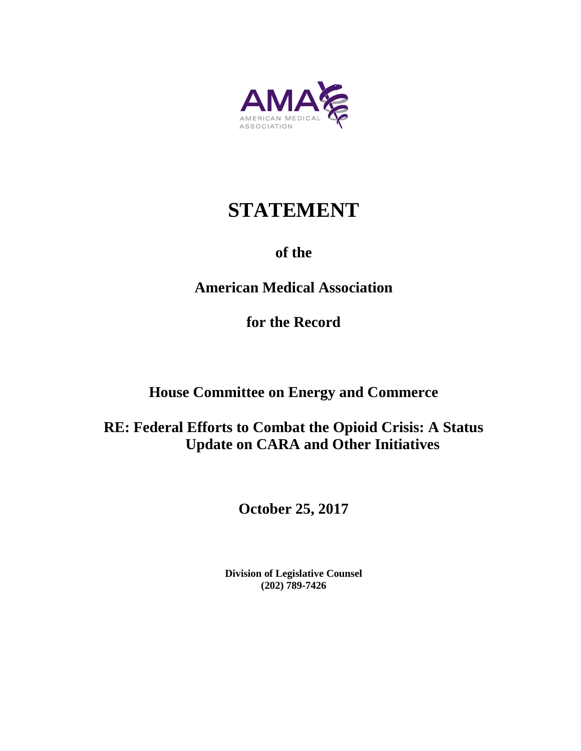AMA
AMERICAN MEDICAL
ASSOCIATION

# STATEMENT

**of the**

**American Medical Association**

**for the Record**

**House Committee on Energy and Commerce**

**RE: Federal Efforts to Combat the Opioid Crisis: A Status Update on CARA and Other Initiatives**

**October 25, 2017**

**Division of Legislative Counsel**
**(202) 789-7426**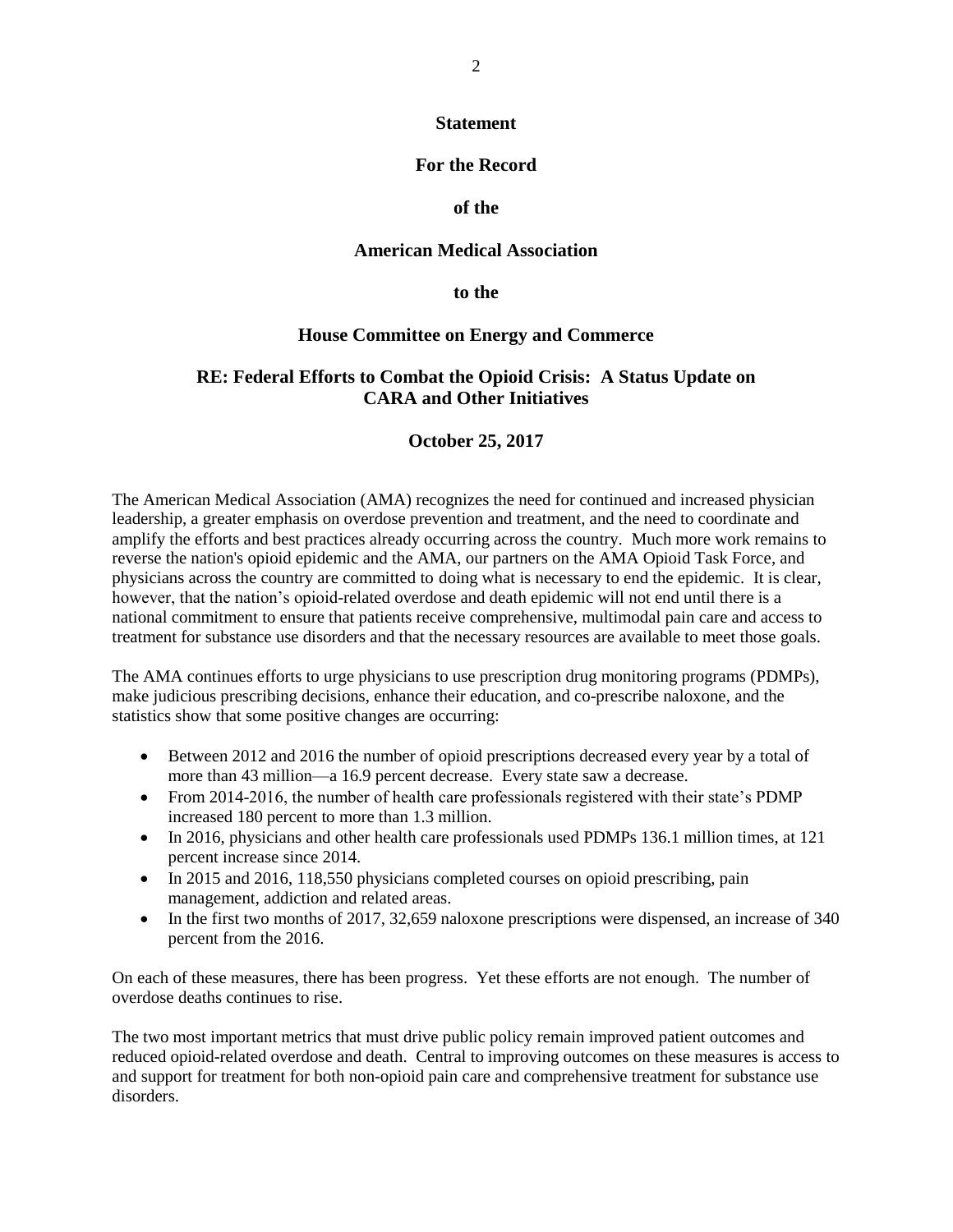**Statement**

**For the Record**

**of the**

**American Medical Association**

**to the**

**House Committee on Energy and Commerce**

**RE: Federal Efforts to Combat the Opioid Crisis: A Status Update on CARA and Other Initiatives**

**October 25, 2017**

The American Medical Association (AMA) recognizes the need for continued and increased physician leadership, a greater emphasis on overdose prevention and treatment, and the need to coordinate and amplify the efforts and best practices already occurring across the country. Much more work remains to reverse the nation's opioid epidemic and the AMA, our partners on the AMA Opioid Task Force, and physicians across the country are committed to doing what is necessary to end the epidemic. It is clear, however, that the nation's opioid-related overdose and death epidemic will not end until there is a national commitment to ensure that patients receive comprehensive, multimodal pain care and access to treatment for substance use disorders and that the necessary resources are available to meet those goals.

The AMA continues efforts to urge physicians to use prescription drug monitoring programs (PDMPs), make judicious prescribing decisions, enhance their education, and co-prescribe naloxone, and the statistics show that some positive changes are occurring:

- Between 2012 and 2016 the number of opioid prescriptions decreased every year by a total of more than 43 million—a 16.9 percent decrease. Every state saw a decrease.
- From 2014-2016, the number of health care professionals registered with their state's PDMP increased 180 percent to more than 1.3 million.
- In 2016, physicians and other health care professionals used PDMPs 136.1 million times, at 121 percent increase since 2014.
- In 2015 and 2016, 118,550 physicians completed courses on opioid prescribing, pain management, addiction and related areas.
- In the first two months of 2017, 32,659 naloxone prescriptions were dispensed, an increase of 340 percent from the 2016.

On each of these measures, there has been progress. Yet these efforts are not enough. The number of overdose deaths continues to rise.

The two most important metrics that must drive public policy remain improved patient outcomes and reduced opioid-related overdose and death. Central to improving outcomes on these measures is access to and support for treatment for both non-opioid pain care and comprehensive treatment for substance use disorders.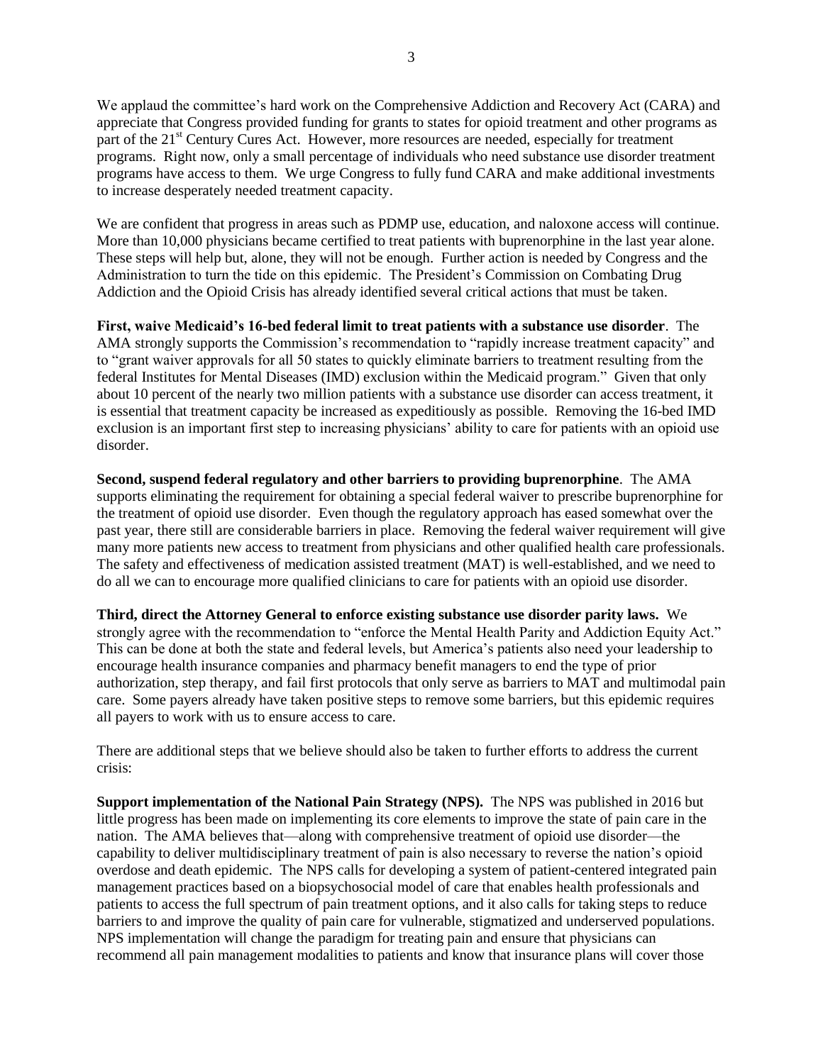We applaud the committee's hard work on the Comprehensive Addiction and Recovery Act (CARA) and appreciate that Congress provided funding for grants to states for opioid treatment and other programs as part of the 21st Century Cures Act. However, more resources are needed, especially for treatment programs. Right now, only a small percentage of individuals who need substance use disorder treatment programs have access to them. We urge Congress to fully fund CARA and make additional investments to increase desperately needed treatment capacity.

We are confident that progress in areas such as PDMP use, education, and naloxone access will continue. More than 10,000 physicians became certified to treat patients with buprenorphine in the last year alone. These steps will help but, alone, they will not be enough. Further action is needed by Congress and the Administration to turn the tide on this epidemic. The President's Commission on Combating Drug Addiction and the Opioid Crisis has already identified several critical actions that must be taken.

**First, waive Medicaid's 16-bed federal limit to treat patients with a substance use disorder**. The AMA strongly supports the Commission's recommendation to "rapidly increase treatment capacity" and to "grant waiver approvals for all 50 states to quickly eliminate barriers to treatment resulting from the federal Institutes for Mental Diseases (IMD) exclusion within the Medicaid program." Given that only about 10 percent of the nearly two million patients with a substance use disorder can access treatment, it is essential that treatment capacity be increased as expeditiously as possible. Removing the 16-bed IMD exclusion is an important first step to increasing physicians' ability to care for patients with an opioid use disorder.

**Second, suspend federal regulatory and other barriers to providing buprenorphine**. The AMA supports eliminating the requirement for obtaining a special federal waiver to prescribe buprenorphine for the treatment of opioid use disorder. Even though the regulatory approach has eased somewhat over the past year, there still are considerable barriers in place. Removing the federal waiver requirement will give many more patients new access to treatment from physicians and other qualified health care professionals. The safety and effectiveness of medication assisted treatment (MAT) is well-established, and we need to do all we can to encourage more qualified clinicians to care for patients with an opioid use disorder.

**Third, direct the Attorney General to enforce existing substance use disorder parity laws.** We strongly agree with the recommendation to "enforce the Mental Health Parity and Addiction Equity Act." This can be done at both the state and federal levels, but America's patients also need your leadership to encourage health insurance companies and pharmacy benefit managers to end the type of prior authorization, step therapy, and fail first protocols that only serve as barriers to MAT and multimodal pain care. Some payers already have taken positive steps to remove some barriers, but this epidemic requires all payers to work with us to ensure access to care.

There are additional steps that we believe should also be taken to further efforts to address the current crisis:

**Support implementation of the National Pain Strategy (NPS).** The NPS was published in 2016 but little progress has been made on implementing its core elements to improve the state of pain care in the nation. The AMA believes that—along with comprehensive treatment of opioid use disorder—the capability to deliver multidisciplinary treatment of pain is also necessary to reverse the nation's opioid overdose and death epidemic. The NPS calls for developing a system of patient-centered integrated pain management practices based on a biopsychosocial model of care that enables health professionals and patients to access the full spectrum of pain treatment options, and it also calls for taking steps to reduce barriers to and improve the quality of pain care for vulnerable, stigmatized and underserved populations. NPS implementation will change the paradigm for treating pain and ensure that physicians can recommend all pain management modalities to patients and know that insurance plans will cover those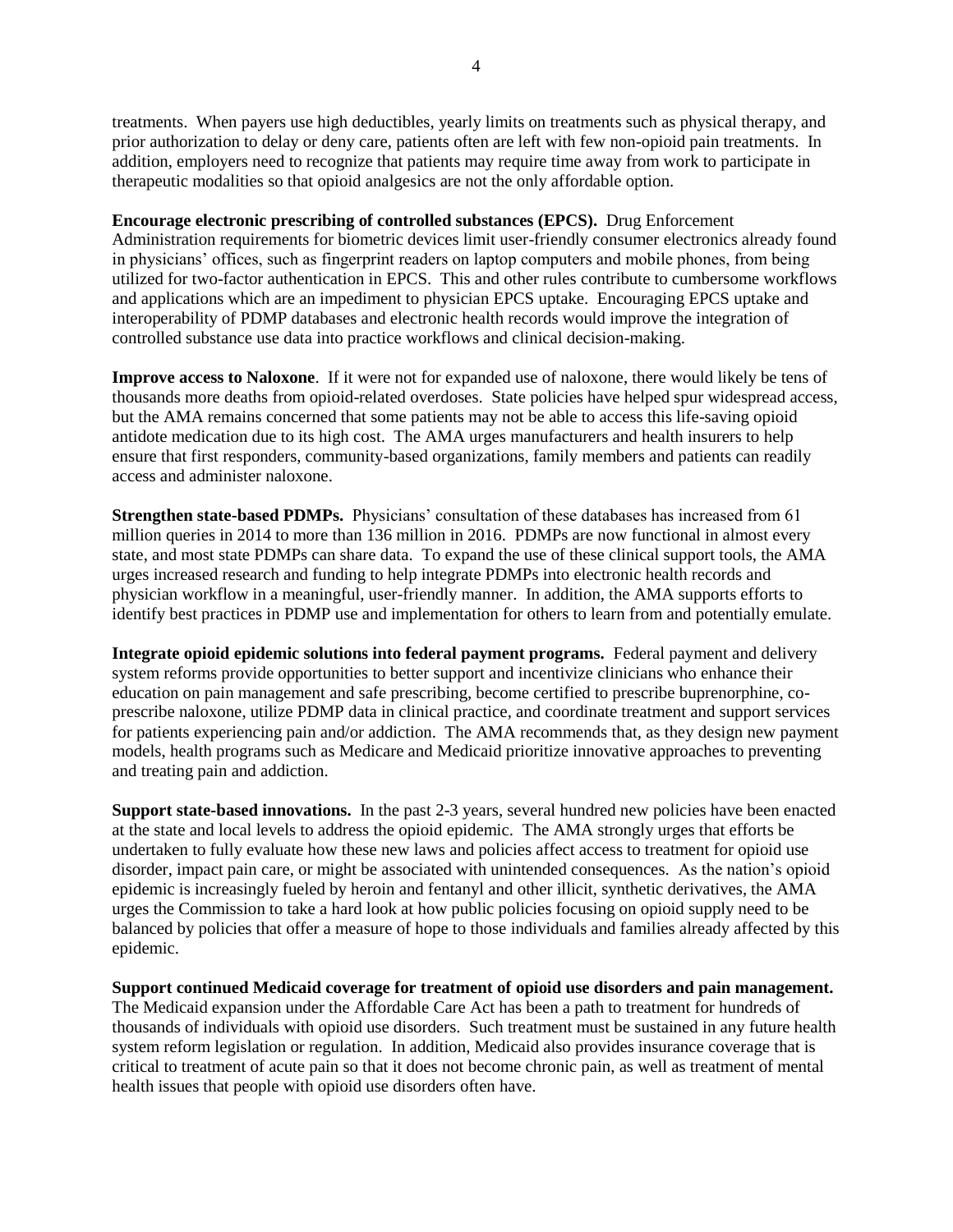treatments. When payers use high deductibles, yearly limits on treatments such as physical therapy, and prior authorization to delay or deny care, patients often are left with few non-opioid pain treatments. In addition, employers need to recognize that patients may require time away from work to participate in therapeutic modalities so that opioid analgesics are not the only affordable option.

**Encourage electronic prescribing of controlled substances (EPCS).** Drug Enforcement Administration requirements for biometric devices limit user-friendly consumer electronics already found in physicians' offices, such as fingerprint readers on laptop computers and mobile phones, from being utilized for two-factor authentication in EPCS. This and other rules contribute to cumbersome workflows and applications which are an impediment to physician EPCS uptake. Encouraging EPCS uptake and interoperability of PDMP databases and electronic health records would improve the integration of controlled substance use data into practice workflows and clinical decision-making.

**Improve access to Naloxone**. If it were not for expanded use of naloxone, there would likely be tens of thousands more deaths from opioid-related overdoses. State policies have helped spur widespread access, but the AMA remains concerned that some patients may not be able to access this life-saving opioid antidote medication due to its high cost. The AMA urges manufacturers and health insurers to help ensure that first responders, community-based organizations, family members and patients can readily access and administer naloxone.

**Strengthen state-based PDMPs.** Physicians' consultation of these databases has increased from 61 million queries in 2014 to more than 136 million in 2016. PDMPs are now functional in almost every state, and most state PDMPs can share data. To expand the use of these clinical support tools, the AMA urges increased research and funding to help integrate PDMPs into electronic health records and physician workflow in a meaningful, user-friendly manner. In addition, the AMA supports efforts to identify best practices in PDMP use and implementation for others to learn from and potentially emulate.

**Integrate opioid epidemic solutions into federal payment programs.** Federal payment and delivery system reforms provide opportunities to better support and incentivize clinicians who enhance their education on pain management and safe prescribing, become certified to prescribe buprenorphine, co-prescribe naloxone, utilize PDMP data in clinical practice, and coordinate treatment and support services for patients experiencing pain and/or addiction. The AMA recommends that, as they design new payment models, health programs such as Medicare and Medicaid prioritize innovative approaches to preventing and treating pain and addiction.

**Support state-based innovations.** In the past 2-3 years, several hundred new policies have been enacted at the state and local levels to address the opioid epidemic. The AMA strongly urges that efforts be undertaken to fully evaluate how these new laws and policies affect access to treatment for opioid use disorder, impact pain care, or might be associated with unintended consequences. As the nation's opioid epidemic is increasingly fueled by heroin and fentanyl and other illicit, synthetic derivatives, the AMA urges the Commission to take a hard look at how public policies focusing on opioid supply need to be balanced by policies that offer a measure of hope to those individuals and families already affected by this epidemic.

**Support continued Medicaid coverage for treatment of opioid use disorders and pain management.** The Medicaid expansion under the Affordable Care Act has been a path to treatment for hundreds of thousands of individuals with opioid use disorders. Such treatment must be sustained in any future health system reform legislation or regulation. In addition, Medicaid also provides insurance coverage that is critical to treatment of acute pain so that it does not become chronic pain, as well as treatment of mental health issues that people with opioid use disorders often have.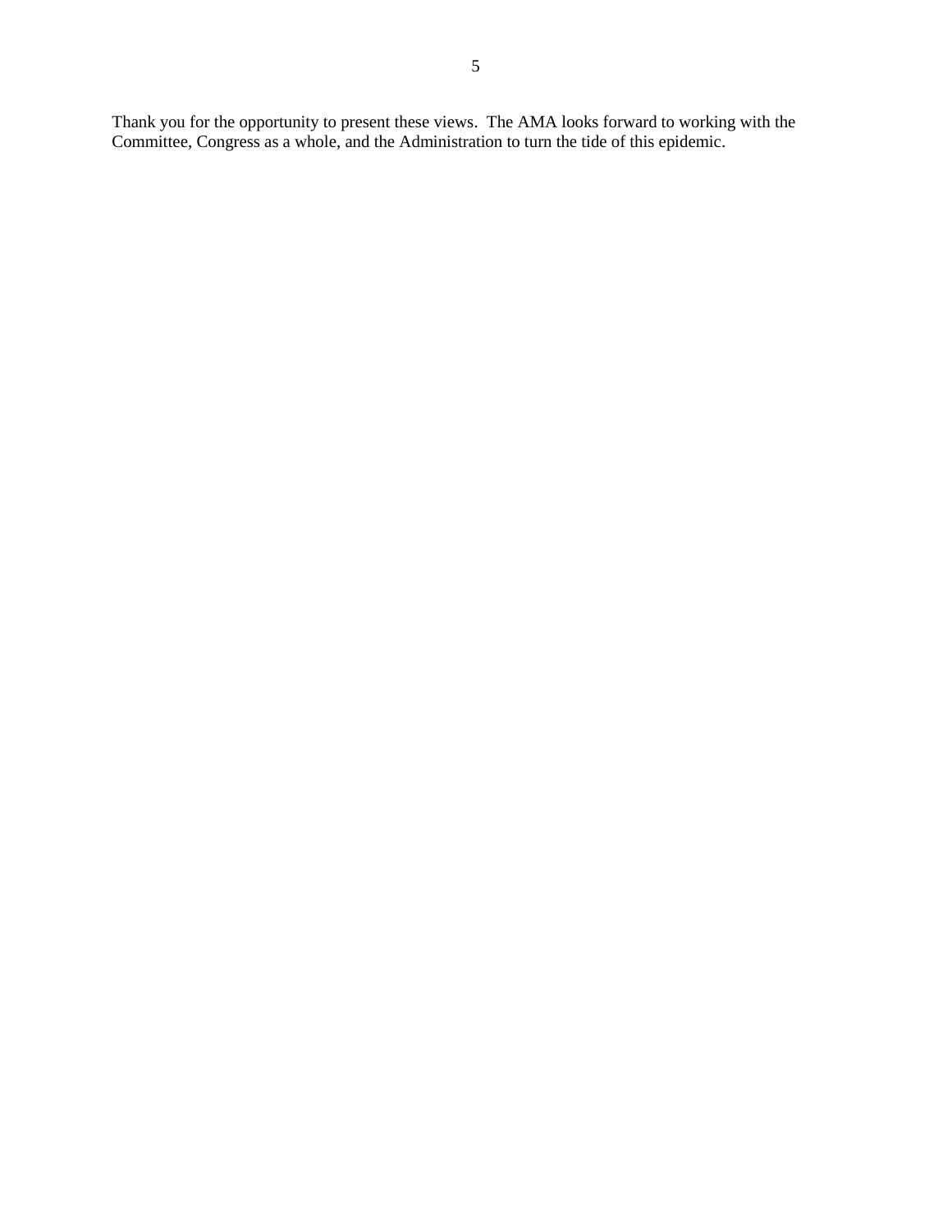Thank you for the opportunity to present these views. The AMA looks forward to working with the Committee, Congress as a whole, and the Administration to turn the tide of this epidemic.